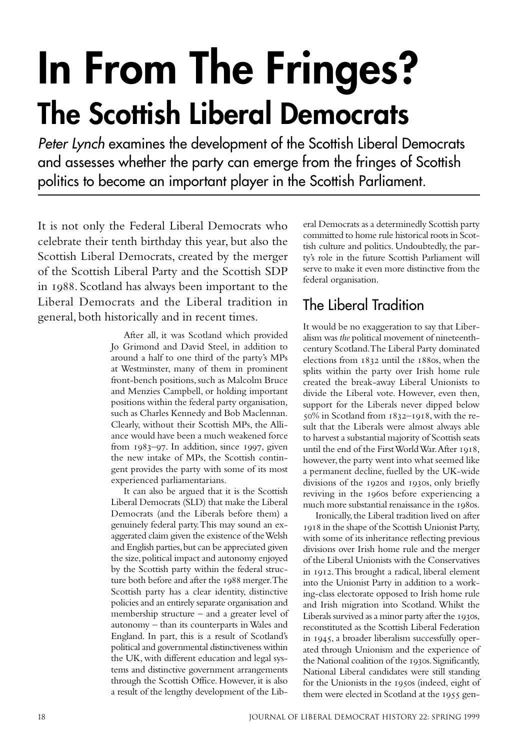# In From The Fringes?

## The Scottish Liberal Democrats

*Peter Lynch* examines the development of the Scottish Liberal Democrats and assesses whether the party can emerge from the fringes of Scottish politics to become an important player in the Scottish Parliament.

It is not only the Federal Liberal Democrats who celebrate their tenth birthday this year, but also the Scottish Liberal Democrats, created by the merger of the Scottish Liberal Party and the Scottish SDP in 1988. Scotland has always been important to the Liberal Democrats and the Liberal tradition in general, both historically and in recent times.

After all, it was Scotland which provided Jo Grimond and David Steel, in addition to around a half to one third of the party's MPs at Westminster, many of them in prominent front-bench positions, such as Malcolm Bruce and Menzies Campbell, or holding important positions within the federal party organisation, such as Charles Kennedy and Bob Maclennan. Clearly, without their Scottish MPs, the Alliance would have been a much weakened force from 1983–97. In addition, since 1997, given the new intake of MPs, the Scottish contingent provides the party with some of its most experienced parliamentarians.

It can also be argued that it is the Scottish Liberal Democrats (SLD) that make the Liberal Democrats (and the Liberals before them) a genuinely federal party. This may sound an exaggerated claim given the existence of the Welsh and English parties, but can be appreciated given the size, political impact and autonomy enjoyed by the Scottish party within the federal structure both before and after the 1988 merger. The Scottish party has a clear identity, distinctive policies and an entirely separate organisation and membership structure – and a greater level of autonomy – than its counterparts in Wales and England. In part, this is a result of Scotland's political and governmental distinctiveness within the UK, with different education and legal systems and distinctive government arrangements through the Scottish Office. However, it is also a result of the lengthy development of the Liberal Democrats as a determinedly Scottish party committed to home rule historical roots in Scottish culture and politics. Undoubtedly, the party's role in the future Scottish Parliament will serve to make it even more distinctive from the federal organisation.

## The Liberal Tradition

It would be no exaggeration to say that Liberalism was *the* political movement of nineteenth-century Scotland. The Liberal Party dominated elections from 1832 until the 1880s, when the splits within the party over Irish home rule created the break-away Liberal Unionists to divide the Liberal vote. However, even then, support for the Liberals never dipped below 50% in Scotland from 1832–1918, with the result that the Liberals were almost always able to harvest a substantial majority of Scottish seats until the end of the First World War. After 1918, however, the party went into what seemed like a permanent decline, fuelled by the UK-wide divisions of the 1920s and 1930s, only briefly reviving in the 1960s before experiencing a much more substantial renaissance in the 1980s.

Ironically, the Liberal tradition lived on after 1918 in the shape of the Scottish Unionist Party, with some of its inheritance reflecting previous divisions over Irish home rule and the merger of the Liberal Unionists with the Conservatives in 1912. This brought a radical, liberal element into the Unionist Party in addition to a working-class electorate opposed to Irish home rule and Irish migration into Scotland. Whilst the Liberals survived as a minor party after the 1930s, reconstituted as the Scottish Liberal Federation in 1945, a broader liberalism successfully operated through Unionism and the experience of the National coalition of the 1930s. Significantly, National Liberal candidates were still standing for the Unionists in the 1950s (indeed, eight of them were elected in Scotland at the 1955 gen-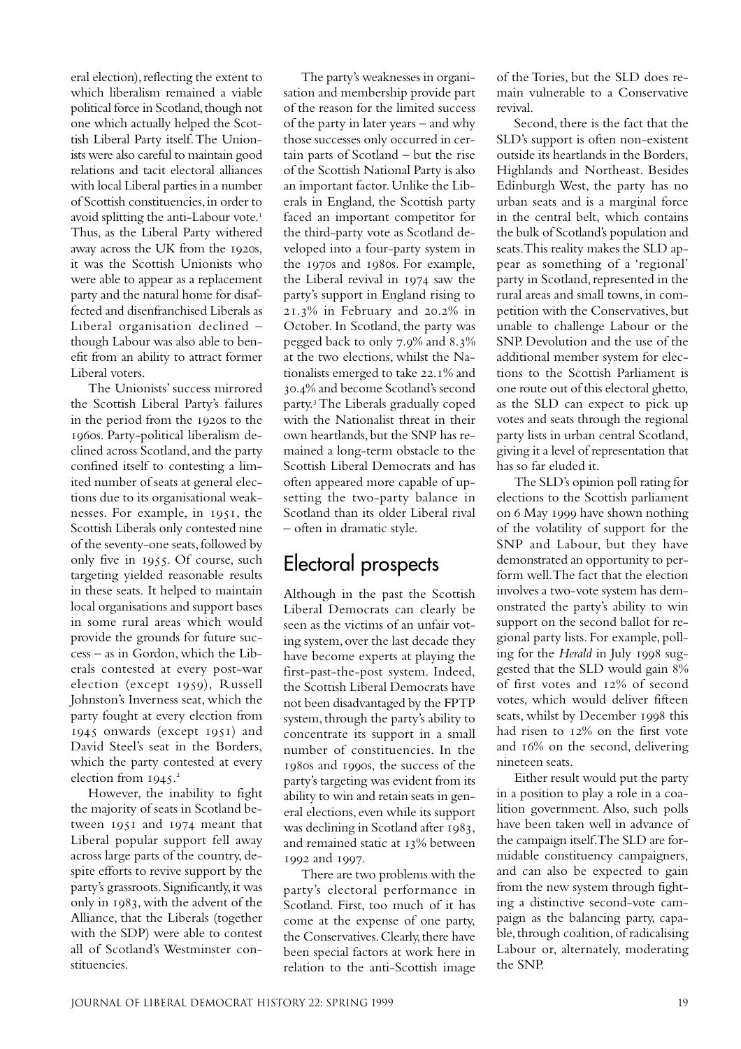eral election), reflecting the extent to which liberalism remained a viable political force in Scotland, though not one which actually helped the Scottish Liberal Party itself. The Unionists were also careful to maintain good relations and tacit electoral alliances with local Liberal parties in a number of Scottish constituencies, in order to avoid splitting the anti-Labour vote.[1] Thus, as the Liberal Party withered away across the UK from the 1920s, it was the Scottish Unionists who were able to appear as a replacement party and the natural home for disaffected and disenfranchised Liberals as Liberal organisation declined – though Labour was also able to benefit from an ability to attract former Liberal voters.

The Unionists' success mirrored the Scottish Liberal Party's failures in the period from the 1920s to the 1960s. Party-political liberalism declined across Scotland, and the party confined itself to contesting a limited number of seats at general elections due to its organisational weaknesses. For example, in 1951, the Scottish Liberals only contested nine of the seventy-one seats, followed by only five in 1955. Of course, such targeting yielded reasonable results in these seats. It helped to maintain local organisations and support bases in some rural areas which would provide the grounds for future success – as in Gordon, which the Liberals contested at every post-war election (except 1959), Russell Johnston's Inverness seat, which the party fought at every election from 1945 onwards (except 1951) and David Steel's seat in the Borders, which the party contested at every election from 1945.[2]

However, the inability to fight the majority of seats in Scotland between 1951 and 1974 meant that Liberal popular support fell away across large parts of the country, despite efforts to revive support by the party's grassroots. Significantly, it was only in 1983, with the advent of the Alliance, that the Liberals (together with the SDP) were able to contest all of Scotland's Westminster constituencies.

The party's weaknesses in organisation and membership provide part of the reason for the limited success of the party in later years – and why those successes only occurred in certain parts of Scotland – but the rise of the Scottish National Party is also an important factor. Unlike the Liberals in England, the Scottish party faced an important competitor for the third-party vote as Scotland developed into a four-party system in the 1970s and 1980s. For example, the Liberal revival in 1974 saw the party's support in England rising to 21.3% in February and 20.2% in October. In Scotland, the party was pegged back to only 7.9% and 8.3% at the two elections, whilst the Nationalists emerged to take 22.1% and 30.4% and become Scotland's second party.[3] The Liberals gradually coped with the Nationalist threat in their own heartlands, but the SNP has remained a long-term obstacle to the Scottish Liberal Democrats and has often appeared more capable of upsetting the two-party balance in Scotland than its older Liberal rival – often in dramatic style.

## Electoral prospects

Although in the past the Scottish Liberal Democrats can clearly be seen as the victims of an unfair voting system, over the last decade they have become experts at playing the first-past-the-post system. Indeed, the Scottish Liberal Democrats have not been disadvantaged by the FPTP system, through the party's ability to concentrate its support in a small number of constituencies. In the 1980s and 1990s, the success of the party's targeting was evident from its ability to win and retain seats in general elections, even while its support was declining in Scotland after 1983, and remained static at 13% between 1992 and 1997.

There are two problems with the party's electoral performance in Scotland. First, too much of it has come at the expense of one party, the Conservatives. Clearly, there have been special factors at work here in relation to the anti-Scottish image of the Tories, but the SLD does remain vulnerable to a Conservative revival.

Second, there is the fact that the SLD's support is often non-existent outside its heartlands in the Borders, Highlands and Northeast. Besides Edinburgh West, the party has no urban seats and is a marginal force in the central belt, which contains the bulk of Scotland's population and seats. This reality makes the SLD appear as something of a 'regional' party in Scotland, represented in the rural areas and small towns, in competition with the Conservatives, but unable to challenge Labour or the SNP. Devolution and the use of the additional member system for elections to the Scottish Parliament is one route out of this electoral ghetto, as the SLD can expect to pick up votes and seats through the regional party lists in urban central Scotland, giving it a level of representation that has so far eluded it.

The SLD's opinion poll rating for elections to the Scottish parliament on 6 May 1999 have shown nothing of the volatility of support for the SNP and Labour, but they have demonstrated an opportunity to perform well. The fact that the election involves a two-vote system has demonstrated the party's ability to win support on the second ballot for regional party lists. For example, polling for the *Herald* in July 1998 suggested that the SLD would gain 8% of first votes and 12% of second votes, which would deliver fifteen seats, whilst by December 1998 this had risen to 12% on the first vote and 16% on the second, delivering nineteen seats.

Either result would put the party in a position to play a role in a coalition government. Also, such polls have been taken well in advance of the campaign itself. The SLD are formidable constituency campaigners, and can also be expected to gain from the new system through fighting a distinctive second-vote campaign as the balancing party, capable, through coalition, of radicalising Labour or, alternately, moderating the SNP.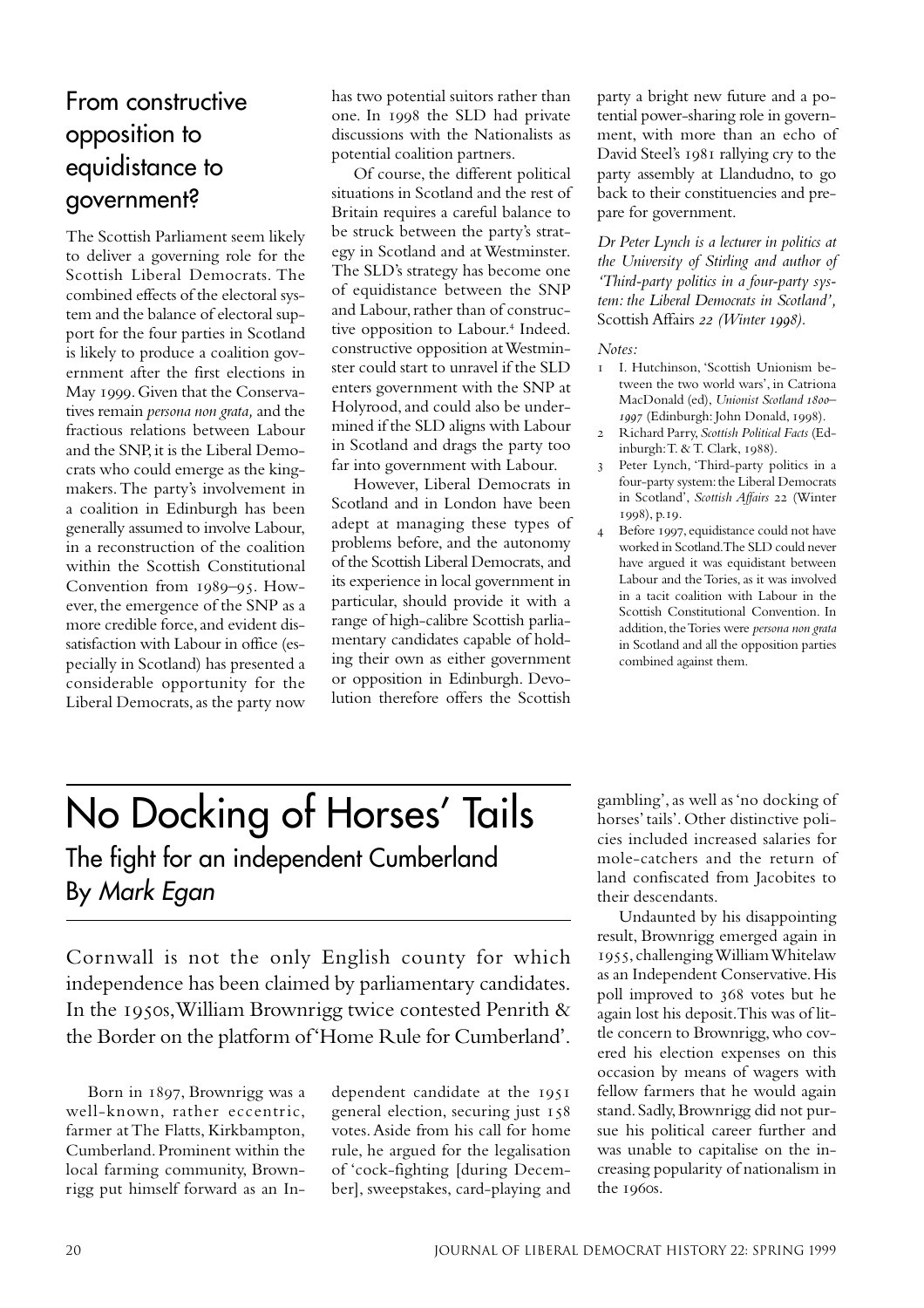## From constructive opposition to equidistance to government?

The Scottish Parliament seem likely to deliver a governing role for the Scottish Liberal Democrats. The combined effects of the electoral system and the balance of electoral support for the four parties in Scotland is likely to produce a coalition government after the first elections in May 1999. Given that the Conservatives remain *persona non grata,* and the fractious relations between Labour and the SNP, it is the Liberal Democrats who could emerge as the kingmakers. The party's involvement in a coalition in Edinburgh has been generally assumed to involve Labour, in a reconstruction of the coalition within the Scottish Constitutional Convention from 1989–95. However, the emergence of the SNP as a more credible force, and evident dissatisfaction with Labour in office (especially in Scotland) has presented a considerable opportunity for the Liberal Democrats, as the party now has two potential suitors rather than one. In 1998 the SLD had private discussions with the Nationalists as potential coalition partners.

Of course, the different political situations in Scotland and the rest of Britain requires a careful balance to be struck between the party's strategy in Scotland and at Westminster. The SLD's strategy has become one of equidistance between the SNP and Labour, rather than of constructive opposition to Labour.[4] Indeed. constructive opposition at Westminster could start to unravel if the SLD enters government with the SNP at Holyrood, and could also be undermined if the SLD aligns with Labour in Scotland and drags the party too far into government with Labour.

However, Liberal Democrats in Scotland and in London have been adept at managing these types of problems before, and the autonomy of the Scottish Liberal Democrats, and its experience in local government in particular, should provide it with a range of high-calibre Scottish parliamentary candidates capable of holding their own as either government or opposition in Edinburgh. Devolution therefore offers the Scottish party a bright new future and a potential power-sharing role in government, with more than an echo of David Steel's 1981 rallying cry to the party assembly at Llandudno, to go back to their constituencies and prepare for government.

*Dr Peter Lynch is a lecturer in politics at the University of Stirling and author of 'Third-party politics in a four-party system: the Liberal Democrats in Scotland',* Scottish Affairs *22 (Winter 1998).*

*Notes:*

1. I. Hutchinson, 'Scottish Unionism between the two world wars', in Catriona MacDonald (ed), *Unionist Scotland 1800–1997* (Edinburgh: John Donald, 1998).
2. Richard Parry, *Scottish Political Facts* (Edinburgh: T. & T. Clark, 1988).
3. Peter Lynch, 'Third-party politics in a four-party system: the Liberal Democrats in Scotland', *Scottish Affairs* 22 (Winter 1998), p.19.
4. Before 1997, equidistance could not have worked in Scotland. The SLD could never have argued it was equidistant between Labour and the Tories, as it was involved in a tacit coalition with Labour in the Scottish Constitutional Convention. In addition, the Tories were *persona non grata* in Scotland and all the opposition parties combined against them.

# No Docking of Horses' Tails

## The fight for an independent Cumberland

### By *Mark Egan*

Cornwall is not the only English county for which independence has been claimed by parliamentary candidates. In the 1950s, William Brownrigg twice contested Penrith & the Border on the platform of 'Home Rule for Cumberland'.

Born in 1897, Brownrigg was a well-known, rather eccentric, farmer at The Flatts, Kirkbampton, Cumberland. Prominent within the local farming community, Brownrigg put himself forward as an Independent candidate at the 1951 general election, securing just 158 votes. Aside from his call for home rule, he argued for the legalisation of 'cock-fighting [during December], sweepstakes, card-playing and gambling', as well as 'no docking of horses' tails'. Other distinctive policies included increased salaries for mole-catchers and the return of land confiscated from Jacobites to their descendants.

Undaunted by his disappointing result, Brownrigg emerged again in 1955, challenging William Whitelaw as an Independent Conservative. His poll improved to 368 votes but he again lost his deposit. This was of little concern to Brownrigg, who covered his election expenses on this occasion by means of wagers with fellow farmers that he would again stand. Sadly, Brownrigg did not pursue his political career further and was unable to capitalise on the increasing popularity of nationalism in the 1960s.